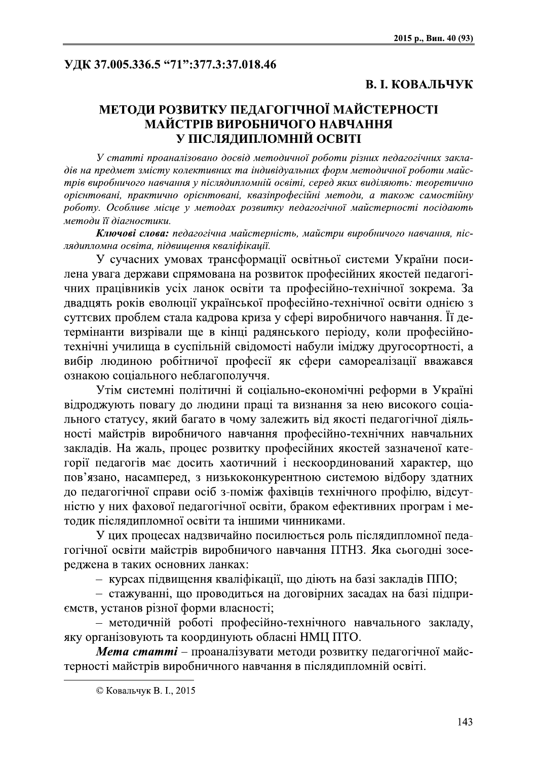УДК 37.005.336.5 "71":377.3:37.018.46

**В. І. КОВАЛЬЧУК**

# МЕТОДИ РОЗВИТКУ ПЕДАГОГІЧНОЇ МАЙСТЕРНОСТІ МАЙСТРІВ ВИРОБНИЧОГО НАВЧАННЯ У ПІСЛЯДИПЛОМНІЙ ОСВІТІ

*У статті проаналізовано досвід методичної роботи різних педагогічних закладів на предмет змісту колективних та індивідуальних форм методичної роботи майстрів виробничого навчання у післядипломній освіті, серед яких виділяють: теоретично орієнтовані, практично орієнтовані, квазіпрофесійні методи, а також самостійну роботу. Особливе місце у методах розвитку педагогічної майстерності посідають методи її діагностики.*

***Ключові слова:*** *педагогічна майстерність, майстри виробничого навчання, післядипломна освіта, підвищення кваліфікації.*

У сучасних умовах трансформації освітньої системи України посилена увага держави спрямована на розвиток професійних якостей педагогічних працівників усіх ланок освіти та професійно-технічної зокрема. За двадцять років еволюції української професійно-технічної освіти однією з суттєвих проблем стала кадрова криза у сфері виробничого навчання. Її детермінанти визрівали ще в кінці радянського періоду, коли професійно-технічні училища в суспільній свідомості набули іміджу другосортності, а вибір людиною робітничої професії як сфери самореалізації вважався ознакою соціального неблагополуччя.

Утім системні політичні й соціально-економічні реформи в Україні відроджують повагу до людини праці та визнання за нею високого соціального статусу, який багато в чому залежить від якості педагогічної діяльності майстрів виробничого навчання професійно-технічних навчальних закладів. На жаль, процес розвитку професійних якостей зазначеної категорії педагогів має досить хаотичний і нескоординований характер, що пов'язано, насамперед, з низькоконкурентною системою відбору здатних до педагогічної справи осіб з-поміж фахівців технічного профілю, відсутністю у них фахової педагогічної освіти, браком ефективних програм і методик післядипломної освіти та іншими чинниками.

У цих процесах надзвичайно посилюється роль післядипломної педагогічної освіти майстрів виробничого навчання ПТНЗ. Яка сьогодні зосереджена в таких основних ланках:

– курсах підвищення кваліфікації, що діють на базі закладів ППО;

– стажуванні, що проводиться на договірних засадах на базі підприємств, установ різної форми власності;

– методичній роботі професійно-технічного навчального закладу, яку організовують та координують обласні НМЦ ПТО.

***Мета статті*** – проаналізувати методи розвитку педагогічної майстерності майстрів виробничого навчання в післядипломній освіті.

---

© Ковальчук В. І., 2015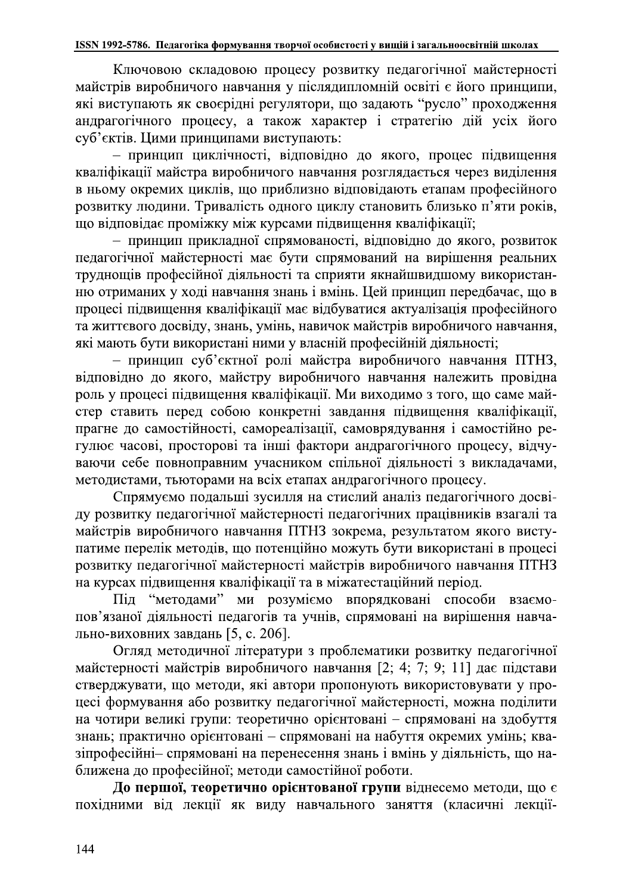Ключовою складовою процесу розвитку педагогічної майстерності майстрів виробничого навчання у післядипломній освіті є його принципи, які виступають як своєрідні регулятори, що задають "русло" проходження андрагогічного процесу, а також характер і стратегію дій усіх його суб'єктів. Цими принципами виступають:

– принцип циклічності, відповідно до якого, процес підвищення кваліфікації майстра виробничого навчання розглядається через виділення в ньому окремих циклів, що приблизно відповідають етапам професійного розвитку людини. Тривалість одного циклу становить близько п'яти років, що відповідає проміжку між курсами підвищення кваліфікації;

– принцип прикладної спрямованості, відповідно до якого, розвиток педагогічної майстерності має бути спрямований на вирішення реальних труднощів професійної діяльності та сприяти якнайшвидшому використанню отриманих у ході навчання знань і вмінь. Цей принцип передбачає, що в процесі підвищення кваліфікації має відбуватися актуалізація професійного та життєвого досвіду, знань, умінь, навичок майстрів виробничого навчання, які мають бути використані ними у власній професійній діяльності;

– принцип суб'єктної ролі майстра виробничого навчання ПТНЗ, відповідно до якого, майстру виробничого навчання належить провідна роль у процесі підвищення кваліфікації. Ми виходимо з того, що саме майстер ставить перед собою конкретні завдання підвищення кваліфікації, прагне до самостійності, самореалізації, самоврядування і самостійно регулює часові, просторові та інші фактори андрагогічного процесу, відчуваючи себе повноправним учасником спільної діяльності з викладачами, методистами, тьюторами на всіх етапах андрагогічного процесу.

Спрямуємо подальші зусилля на стислий аналіз педагогічного досвіду розвитку педагогічної майстерності педагогічних працівників взагалі та майстрів виробничого навчання ПТНЗ зокрема, результатом якого виступатиме перелік методів, що потенційно можуть бути використані в процесі розвитку педагогічної майстерності майстрів виробничого навчання ПТНЗ на курсах підвищення кваліфікації та в міжатестаційний період.

Під "методами" ми розуміємо впорядковані способи взаємопов'язаної діяльності педагогів та учнів, спрямовані на вирішення навчально-виховних завдань [5, с. 206].

Огляд методичної літератури з проблематики розвитку педагогічної майстерності майстрів виробничого навчання [2; 4; 7; 9; 11] дає підстави стверджувати, що методи, які автори пропонують використовувати у процесі формування або розвитку педагогічної майстерності, можна поділити на чотири великі групи: теоретично орієнтовані – спрямовані на здобуття знань; практично орієнтовані – спрямовані на набуття окремих умінь; квазіпрофесійні– спрямовані на перенесення знань і вмінь у діяльність, що наближена до професійної; методи самостійної роботи.

**До першої, теоретично орієнтованої групи** віднесемо методи, що є похідними від лекції як виду навчального заняття (класичні лекції-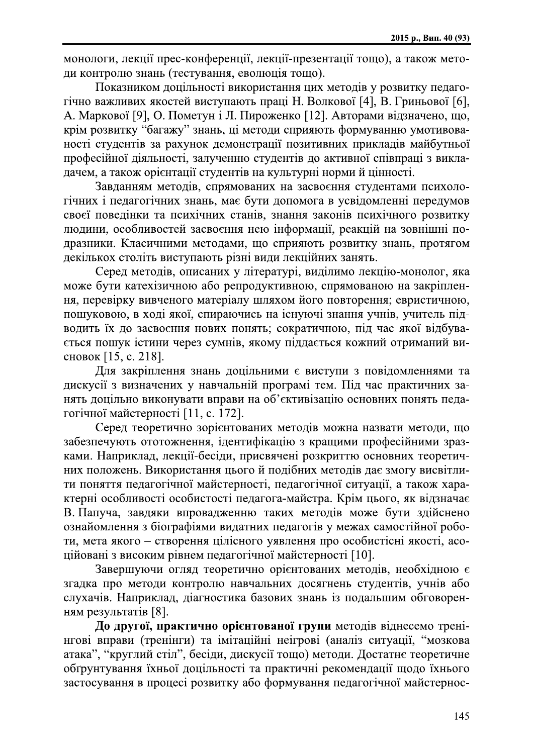монологи, лекції прес-конференції, лекції-презентації тощо), а також методи контролю знань (тестування, еволюція тощо).

Показником доцільності використання цих методів у розвитку педагогічно важливих якостей виступають праці Н. Волкової [4], В. Гриньової [6], А. Маркової [9], О. Пометун і Л. Пироженко [12]. Авторами відзначено, що, крім розвитку "багажу" знань, ці методи сприяють формуванню умотивованості студентів за рахунок демонстрації позитивних прикладів майбутньої професійної діяльності, залученню студентів до активної співпраці з викладачем, а також орієнтації студентів на культурні норми й цінності.

Завданням методів, спрямованих на засвоєння студентами психологічних і педагогічних знань, має бути допомога в усвідомленні передумов своєї поведінки та психічних станів, знання законів психічного розвитку людини, особливостей засвоєння нею інформації, реакцій на зовнішні подразники. Класичними методами, що сприяють розвитку знань, протягом декількох століть виступають різні види лекційних занять.

Серед методів, описаних у літературі, виділимо лекцію-монолог, яка може бути катехізичною або репродуктивною, спрямованою на закріплення, перевірку вивченого матеріалу шляхом його повторення; евристичною, пошуковою, в ході якої, спираючись на існуючі знання учнів, учитель підводить їх до засвоєння нових понять; сократичною, під час якої відбувається пошук істини через сумнів, якому піддається кожний отриманий висновок [15, с. 218].

Для закріплення знань доцільними є виступи з повідомленнями та дискусії з визначених у навчальній програмі тем. Під час практичних занять доцільно виконувати вправи на об'єктивізацію основних понять педагогічної майстерності [11, с. 172].

Серед теоретично зорієнтованих методів можна назвати методи, що забезпечують ототожнення, ідентифікацію з кращими професійними зразками. Наприклад, лекції-бесіди, присвячені розкриттю основних теоретичних положень. Використання цього й подібних методів дає змогу висвітлити поняття педагогічної майстерності, педагогічної ситуації, а також характерні особливості особистості педагога-майстра. Крім цього, як відзначає В. Папуча, завдяки впровадженню таких методів може бути здійснено ознайомлення з біографіями видатних педагогів у межах самостійної роботи, мета якого – створення цілісного уявлення про особистісні якості, асоційовані з високим рівнем педагогічної майстерності [10].

Завершуючи огляд теоретично орієнтованих методів, необхідною є згадка про методи контролю навчальних досягнень студентів, учнів або слухачів. Наприклад, діагностика базових знань із подальшим обговоренням результатів [8].

**До другої, практично орієнтованої групи** методів віднесемо тренінгові вправи (тренінги) та імітаційні неігрові (аналіз ситуації, "мозкова атака", "круглий стіл", бесіди, дискусії тощо) методи. Достатнє теоретичне обґрунтування їхньої доцільності та практичні рекомендації щодо їхнього застосування в процесі розвитку або формування педагогічної майстернос-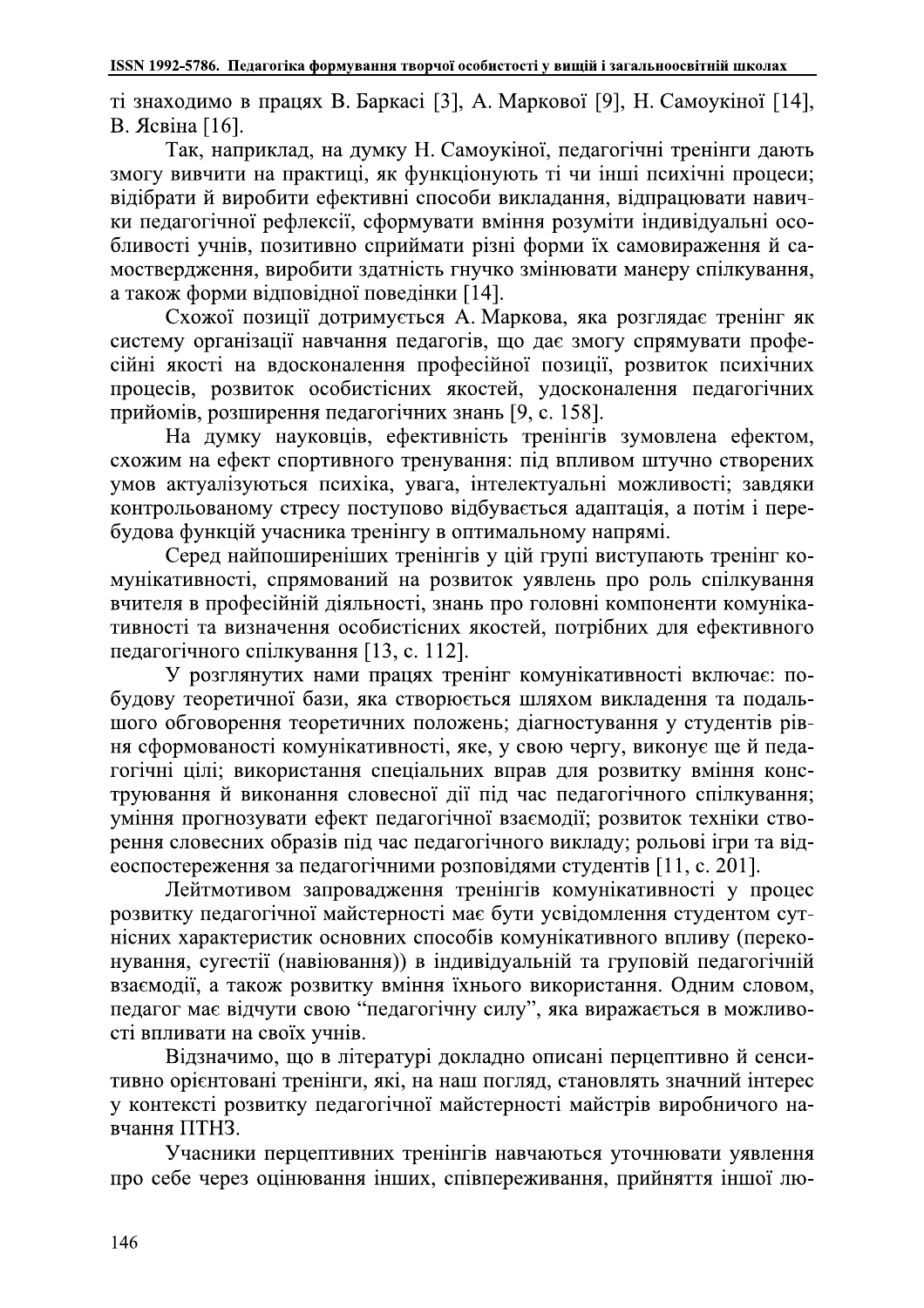ті знаходимо в працях В. Баркасі [3], А. Маркової [9], Н. Самоукіної [14], В. Ясвіна [16].

Так, наприклад, на думку Н. Самоукіної, педагогічні тренінги дають змогу вивчити на практиці, як функціонують ті чи інші психічні процеси; відібрати й виробити ефективні способи викладання, відпрацювати навички педагогічної рефлексії, сформувати вміння розуміти індивідуальні особливості учнів, позитивно сприймати різні форми їх самовираження й самоствердження, виробити здатність гнучко змінювати манеру спілкування, а також форми відповідної поведінки [14].

Схожої позиції дотримується А. Маркова, яка розглядає тренінг як систему організації навчання педагогів, що дає змогу спрямувати професійні якості на вдосконалення професійної позиції, розвиток психічних процесів, розвиток особистісних якостей, удосконалення педагогічних прийомів, розширення педагогічних знань [9, с. 158].

На думку науковців, ефективність тренінгів зумовлена ефектом, схожим на ефект спортивного тренування: під впливом штучно створених умов актуалізуються психіка, увага, інтелектуальні можливості; завдяки контрольованому стресу поступово відбувається адаптація, а потім і перебудова функцій учасника тренінгу в оптимальному напрямі.

Серед найпоширеніших тренінгів у цій групі виступають тренінг комунікативності, спрямований на розвиток уявлень про роль спілкування вчителя в професійній діяльності, знань про головні компоненти комунікативності та визначення особистісних якостей, потрібних для ефективного педагогічного спілкування [13, с. 112].

У розглянутих нами працях тренінг комунікативності включає: побудову теоретичної бази, яка створюється шляхом викладення та подальшого обговорення теоретичних положень; діагностування у студентів рівня сформованості комунікативності, яке, у свою чергу, виконує ще й педагогічні цілі; використання спеціальних вправ для розвитку вміння конструювання й виконання словесної дії під час педагогічного спілкування; уміння прогнозувати ефект педагогічної взаємодії; розвиток техніки створення словесних образів під час педагогічного викладу; рольові ігри та відеоспостереження за педагогічними розповідями студентів [11, с. 201].

Лейтмотивом запровадження тренінгів комунікативності у процес розвитку педагогічної майстерності має бути усвідомлення студентом сутнісних характеристик основних способів комунікативного впливу (переконування, сугестії (навіювання)) в індивідуальній та груповій педагогічній взаємодії, а також розвитку вміння їхнього використання. Одним словом, педагог має відчути свою "педагогічну силу", яка виражається в можливості впливати на своїх учнів.

Відзначимо, що в літературі докладно описані перцептивно й сенситивно орієнтовані тренінги, які, на наш погляд, становлять значний інтерес у контексті розвитку педагогічної майстерності майстрів виробничого навчання ПТНЗ.

Учасники перцептивних тренінгів навчаються уточнювати уявлення про себе через оцінювання інших, співпереживання, прийняття іншої лю-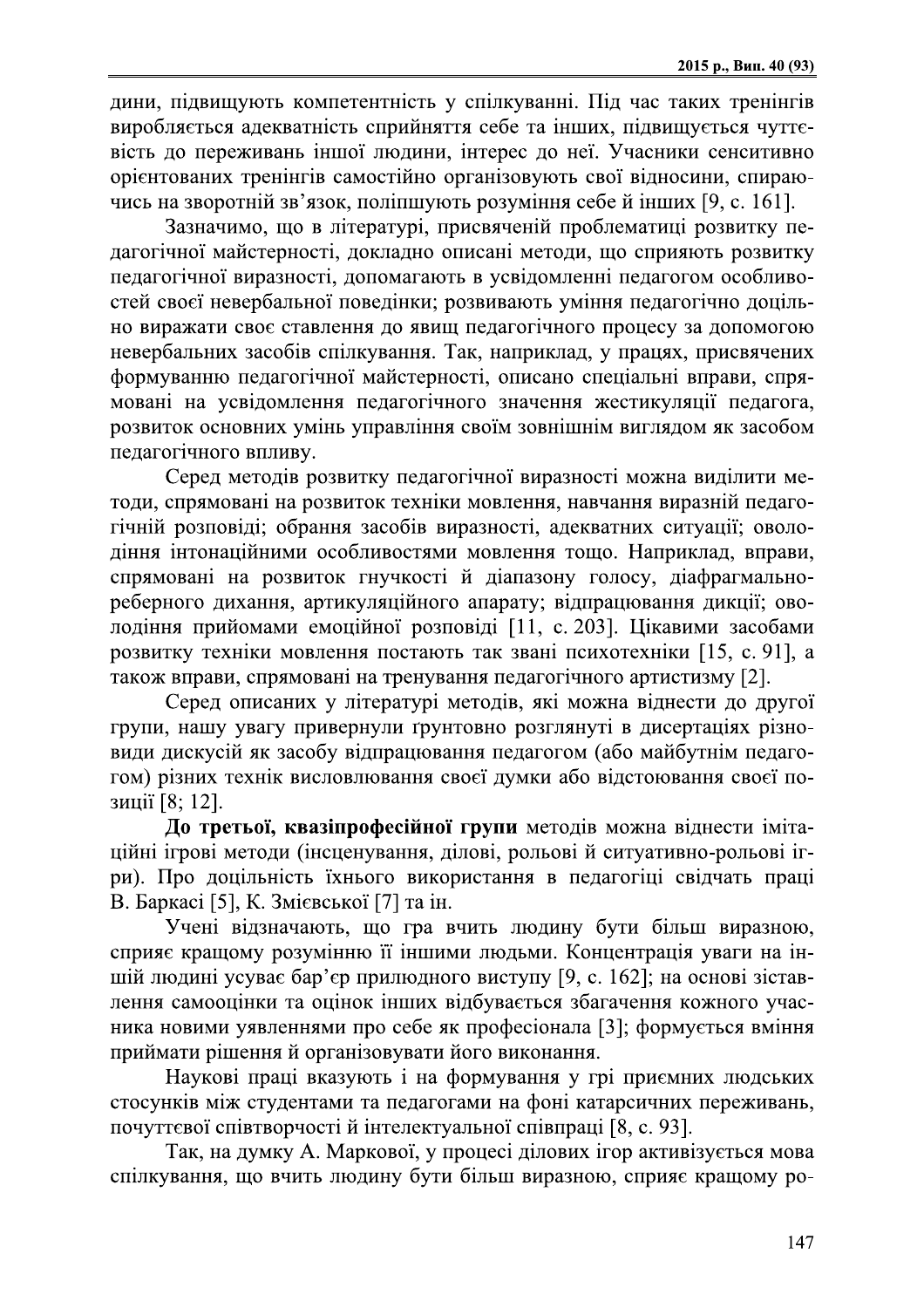дини, підвищують компетентність у спілкуванні. Під час таких тренінгів виробляється адекватність сприйняття себе та інших, підвищується чуттєвість до переживань іншої людини, інтерес до неї. Учасники сенситивно орієнтованих тренінгів самостійно організовують свої відносини, спираючись на зворотній зв'язок, поліпшують розуміння себе й інших [9, с. 161].

Зазначимо, що в літературі, присвяченій проблематиці розвитку педагогічної майстерності, докладно описані методи, що сприяють розвитку педагогічної виразності, допомагають в усвідомленні педагогом особливостей своєї невербальної поведінки; розвивають уміння педагогічно доцільно виражати своє ставлення до явищ педагогічного процесу за допомогою невербальних засобів спілкування. Так, наприклад, у працях, присвячених формуванню педагогічної майстерності, описано спеціальні вправи, спрямовані на усвідомлення педагогічного значення жестикуляції педагога, розвиток основних умінь управління своїм зовнішнім виглядом як засобом педагогічного впливу.

Серед методів розвитку педагогічної виразності можна виділити методи, спрямовані на розвиток техніки мовлення, навчання виразній педагогічній розповіді; обрання засобів виразності, адекватних ситуації; оволодіння інтонаційними особливостями мовлення тощо. Наприклад, вправи, спрямовані на розвиток гнучкості й діапазону голосу, діафрагмально-реберного дихання, артикуляційного апарату; відпрацювання дикції; оволодіння прийомами емоційної розповіді [11, с. 203]. Цікавими засобами розвитку техніки мовлення постають так звані психотехніки [15, с. 91], а також вправи, спрямовані на тренування педагогічного артистизму [2].

Серед описаних у літературі методів, які можна віднести до другої групи, нашу увагу привернули ґрунтовно розглянуті в дисертаціях різновиди дискусій як засобу відпрацювання педагогом (або майбутнім педагогом) різних технік висловлювання своєї думки або відстоювання своєї позиції [8; 12].

**До третьої, квазіпрофесійної групи** методів можна віднести імітаційні ігрові методи (інсценування, ділові, рольові й ситуативно-рольові ігри). Про доцільність їхнього використання в педагогіці свідчать праці В. Баркасі [5], К. Змієвської [7] та ін.

Учені відзначають, що гра вчить людину бути більш виразною, сприяє кращому розумінню її іншими людьми. Концентрація уваги на іншій людині усуває бар'єр прилюдного виступу [9, с. 162]; на основі зіставлення самооцінки та оцінок інших відбувається збагачення кожного учасника новими уявленнями про себе як професіонала [3]; формується вміння приймати рішення й організовувати його виконання.

Наукові праці вказують і на формування у грі приємних людських стосунків між студентами та педагогами на фоні катарсичних переживань, почуттєвої співтворчості й інтелектуальної співпраці [8, с. 93].

Так, на думку А. Маркової, у процесі ділових ігор активізується мова спілкування, що вчить людину бути більш виразною, сприяє кращому ро-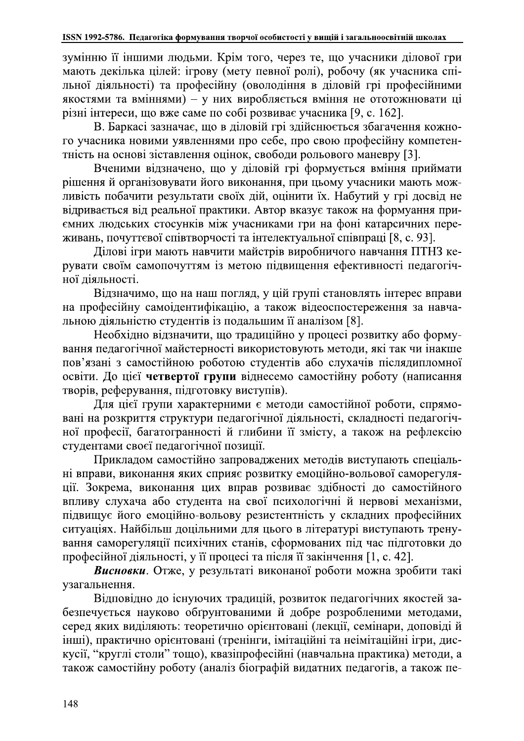зумінню її іншими людьми. Крім того, через те, що учасники ділової гри мають декілька цілей: ігрову (мету певної ролі), робочу (як учасника спільної діяльності) та професійну (оволодіння в діловій грі професійними якостями та вміннями) – у них виробляється вміння не ототожнювати ці різні інтереси, що вже саме по собі розвиває учасника [9, с. 162].

В. Баркасі зазначає, що в діловій грі здійснюється збагачення кожного учасника новими уявленнями про себе, про свою професійну компетентність на основі зіставлення оцінок, свободи рольового маневру [3].

Вченими відзначено, що у діловій грі формується вміння приймати рішення й організовувати його виконання, при цьому учасники мають можливість побачити результати своїх дій, оцінити їх. Набутий у грі досвід не відривається від реальної практики. Автор вказує також на формування приємних людських стосунків між учасниками гри на фоні катарсичних переживань, почуттєвої співтворчості та інтелектуальної співпраці [8, с. 93].

Ділові ігри мають навчити майстрів виробничого навчання ПТНЗ керувати своїм самопочуттям із метою підвищення ефективності педагогічної діяльності.

Відзначимо, що на наш погляд, у цій групі становлять інтерес вправи на професійну самоідентифікацію, а також відеоспостереження за навчальною діяльністю студентів із подальшим її аналізом [8].

Необхідно відзначити, що традиційно у процесі розвитку або формування педагогічної майстерності використовують методи, які так чи інакше пов'язані з самостійною роботою студентів або слухачів післядипломної освіти. До цієї **четвертої групи** віднесемо самостійну роботу (написання творів, реферування, підготовку виступів).

Для цієї групи характерними є методи самостійної роботи, спрямовані на розкриття структури педагогічної діяльності, складності педагогічної професії, багатогранності й глибини її змісту, а також на рефлексію студентами своєї педагогічної позиції.

Прикладом самостійно запроваджених методів виступають спеціальні вправи, виконання яких сприяє розвитку емоційно-вольової саморегуляції. Зокрема, виконання цих вправ розвиває здібності до самостійного впливу слухача або студента на свої психологічні й нервові механізми, підвищує його емоційно-вольову резистентність у складних професійних ситуаціях. Найбільш доцільними для цього в літературі виступають тренування саморегуляції психічних станів, сформованих під час підготовки до професійної діяльності, у її процесі та після її закінчення [1, с. 42].

***Висновки***. Отже, у результаті виконаної роботи можна зробити такі узагальнення.

Відповідно до існуючих традицій, розвиток педагогічних якостей забезпечується науково обґрунтованими й добре розробленими методами, серед яких виділяють: теоретично орієнтовані (лекції, семінари, доповіді й інші), практично орієнтовані (тренінги, імітаційні та неімітаційні ігри, дискусії, "круглі столи" тощо), квазіпрофесійні (навчальна практика) методи, а також самостійну роботу (аналіз біографій видатних педагогів, а також пе-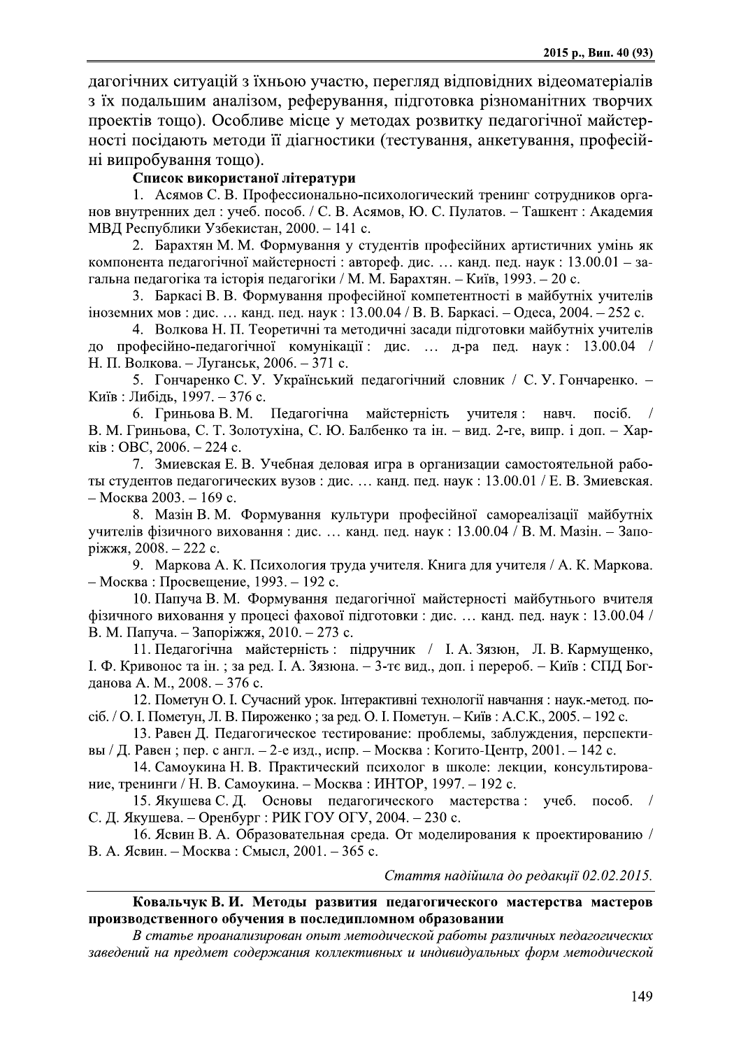дагогічних ситуацій з їхньою участю, перегляд відповідних відеоматеріалів з їх подальшим аналізом, реферування, підготовка різноманітних творчих проектів тощо). Особливе місце у методах розвитку педагогічної майстерності посідають методи її діагностики (тестування, анкетування, професійні випробування тощо).

**Список використаної літератури**

1. Асямов С. В. Профессионально-психологический тренинг сотрудников органов внутренних дел : учеб. пособ. / С. В. Асямов, Ю. С. Пулатов. – Ташкент : Академия МВД Республики Узбекистан, 2000. – 141 с.
2. Барахтян М. М. Формування у студентів професійних артистичних умінь як компонента педагогічної майстерності : автореф. дис. … канд. пед. наук : 13.00.01 – загальна педагогіка та історія педагогіки / М. М. Барахтян. – Київ, 1993. – 20 с.
3. Баркасі В. В. Формування професійної компетентності в майбутніх учителів іноземних мов : дис. … канд. пед. наук : 13.00.04 / В. В. Баркасі. – Одеса, 2004. – 252 с.
4. Волкова Н. П. Теоретичні та методичні засади підготовки майбутніх учителів до професійно-педагогічної комунікації : дис. … д-ра пед. наук : 13.00.04 / Н. П. Волкова. – Луганськ, 2006. – 371 с.
5. Гончаренко С. У. Український педагогічний словник / С. У. Гончаренко. – Київ : Либідь, 1997. – 376 с.
6. Гриньова В. М. Педагогічна майстерність учителя : навч. посіб. / В. М. Гриньова, С. Т. Золотухіна, С. Ю. Балбенко та ін. – вид. 2-ге, випр. і доп. – Харків : ОВС, 2006. – 224 с.
7. Змиевская Е. В. Учебная деловая игра в организации самостоятельной работы студентов педагогических вузов : дис. … канд. пед. наук : 13.00.01 / Е. В. Змиевская. – Москва 2003. – 169 с.
8. Мазін В. М. Формування культури професійної самореалізації майбутніх учителів фізичного виховання : дис. … канд. пед. наук : 13.00.04 / В. М. Мазін. – Запоріжжя, 2008. – 222 с.
9. Маркова А. К. Психология труда учителя. Книга для учителя / А. К. Маркова. – Москва : Просвещение, 1993. – 192 с.
10. Папуча В. М. Формування педагогічної майстерності майбутнього вчителя фізичного виховання у процесі фахової підготовки : дис. … канд. пед. наук : 13.00.04 / В. М. Папуча. – Запоріжжя, 2010. – 273 с.
11. Педагогічна майстерність : підручник / І. А. Зязюн, Л. В. Кармущенко, І. Ф. Кривонос та ін. ; за ред. І. А. Зязюна. – 3-тє вид., доп. і перероб. – Київ : СПД Богданова А. М., 2008. – 376 с.
12. Пометун О. І. Сучасний урок. Інтерактивні технології навчання : наук.-метод. посіб. / О. І. Пометун, Л. В. Пироженко ; за ред. О. І. Пометун. – Київ : А.С.К., 2005. – 192 с.
13. Равен Д. Педагогическое тестирование: проблемы, заблуждения, перспективы / Д. Равен ; пер. с англ. – 2-е изд., испр. – Москва : Когито-Центр, 2001. – 142 с.
14. Самоукина Н. В. Практический психолог в школе: лекции, консультирование, тренинги / Н. В. Самоукина. – Москва : ИНТОР, 1997. – 192 с.
15. Якушева С. Д. Основы педагогического мастерства : учеб. пособ. / С. Д. Якушева. – Оренбург : РИК ГОУ ОГУ, 2004. – 230 с.
16. Ясвин В. А. Образовательная среда. От моделирования к проектированию / В. А. Ясвин. – Москва : Смысл, 2001. – 365 с.

*Стаття надійшла до редакції 02.02.2015.*

---

**Ковальчук В. И. Методы развития педагогического мастерства мастеров производственного обучения в последипломном образовании**

*В статье проанализирован опыт методической работы различных педагогических заведений на предмет содержания коллективных и индивидуальных форм методической*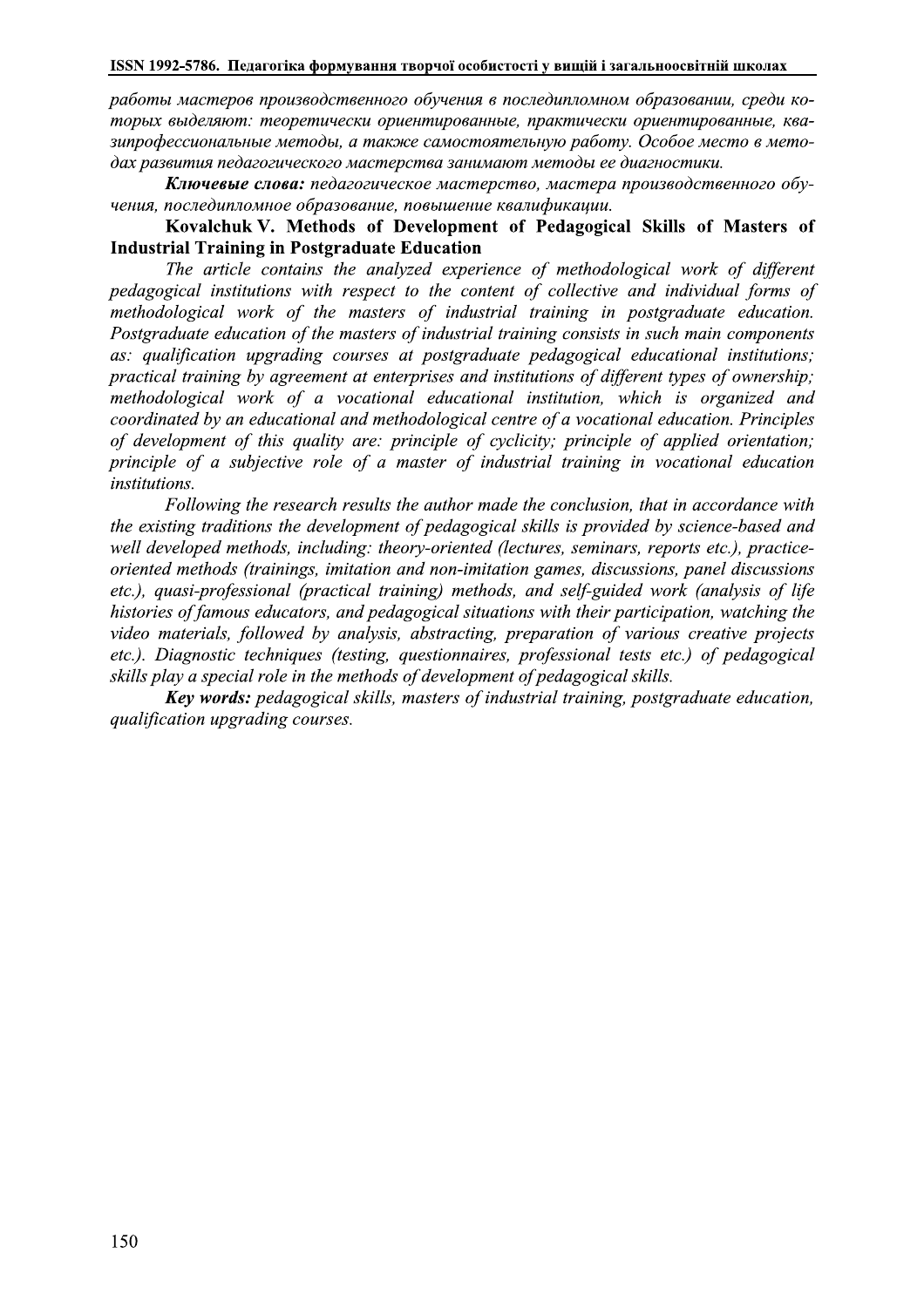*работы мастеров производственного обучения в последипломном образовании, среди которых выделяют: теоретически ориентированные, практически ориентированные, квазипрофессиональные методы, а также самостоятельную работу. Особое место в методах развития педагогического мастерства занимают методы ее диагностики.*

***Ключевые слова:*** *педагогическое мастерство, мастера производственного обучения, последипломное образование, повышение квалификации.*

**Kovalchuk V. Methods of Development of Pedagogical Skills of Masters of Industrial Training in Postgraduate Education**

*The article contains the analyzed experience of methodological work of different pedagogical institutions with respect to the content of collective and individual forms of methodological work of the masters of industrial training in postgraduate education. Postgraduate education of the masters of industrial training consists in such main components as: qualification upgrading courses at postgraduate pedagogical educational institutions; practical training by agreement at enterprises and institutions of different types of ownership; methodological work of a vocational educational institution, which is organized and coordinated by an educational and methodological centre of a vocational education. Principles of development of this quality are: principle of cyclicity; principle of applied orientation; principle of a subjective role of a master of industrial training in vocational education institutions.*

*Following the research results the author made the conclusion, that in accordance with the existing traditions the development of pedagogical skills is provided by science-based and well developed methods, including: theory-oriented (lectures, seminars, reports etc.), practice-oriented methods (trainings, imitation and non-imitation games, discussions, panel discussions etc.), quasi-professional (practical training) methods, and self-guided work (analysis of life histories of famous educators, and pedagogical situations with their participation, watching the video materials, followed by analysis, abstracting, preparation of various creative projects etc.). Diagnostic techniques (testing, questionnaires, professional tests etc.) of pedagogical skills play a special role in the methods of development of pedagogical skills.*

***Key words:*** *pedagogical skills, masters of industrial training, postgraduate education, qualification upgrading courses.*